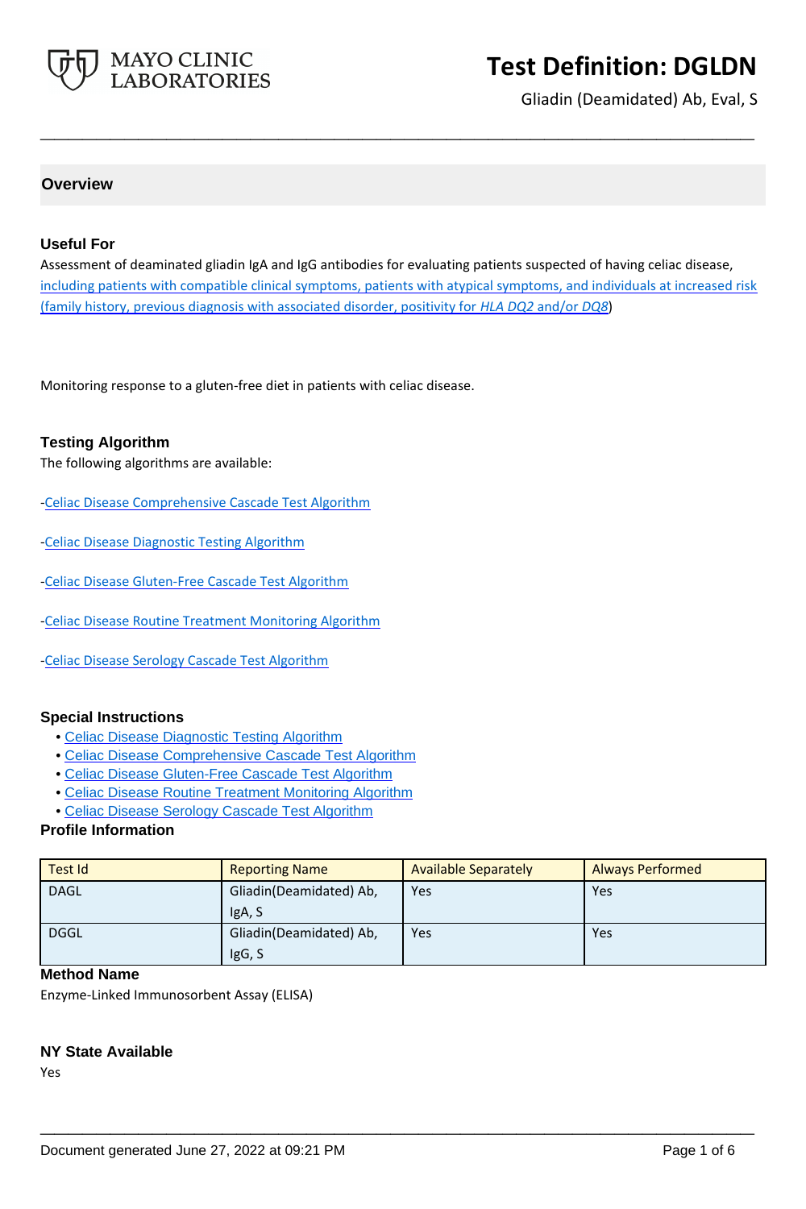# Test Definition: DGLDN

Gliadin (Deamidated) Ab, Eval, S

## Overview

### Useful For

Assessment of deaminated gliadin IgA and IgG antibodies for evaluating patients suspected of having celiac disease, including patients with compatible clinical symptoms, patients with atypical symptoms, and individuals at increased risk (family history, previous diagnosis with associated disorder, positivity for *HLA DQ2* and/or *DQ8*)

Monitoring response to a gluten-free diet in patients with celiac disease.

### Testing Algorithm

The following algorithms are available:

-Celiac Disease Comprehensive Cascade Test Algorithm

-Celiac Disease Diagnostic Testing Algorithm

-Celiac Disease Gluten-Free Cascade Test Algorithm

-Celiac Disease Routine Treatment Monitoring Algorithm

-Celiac Disease Serology Cascade Test Algorithm

### Special Instructions

- Celiac Disease Diagnostic Testing Algorithm
- Celiac Disease Comprehensive Cascade Test Algorithm
- Celiac Disease Gluten-Free Cascade Test Algorithm
- Celiac Disease Routine Treatment Monitoring Algorithm
- Celiac Disease Serology Cascade Test Algorithm

### Profile Information

| Test Id | Reporting Name | Available Separately | Always Performed |
|---|---|---|---|
| DAGL | Gliadin(Deamidated) Ab, IgA, S | Yes | Yes |
| DGGL | Gliadin(Deamidated) Ab, IgG, S | Yes | Yes |

### Method Name

Enzyme-Linked Immunosorbent Assay (ELISA)

### NY State Available

Yes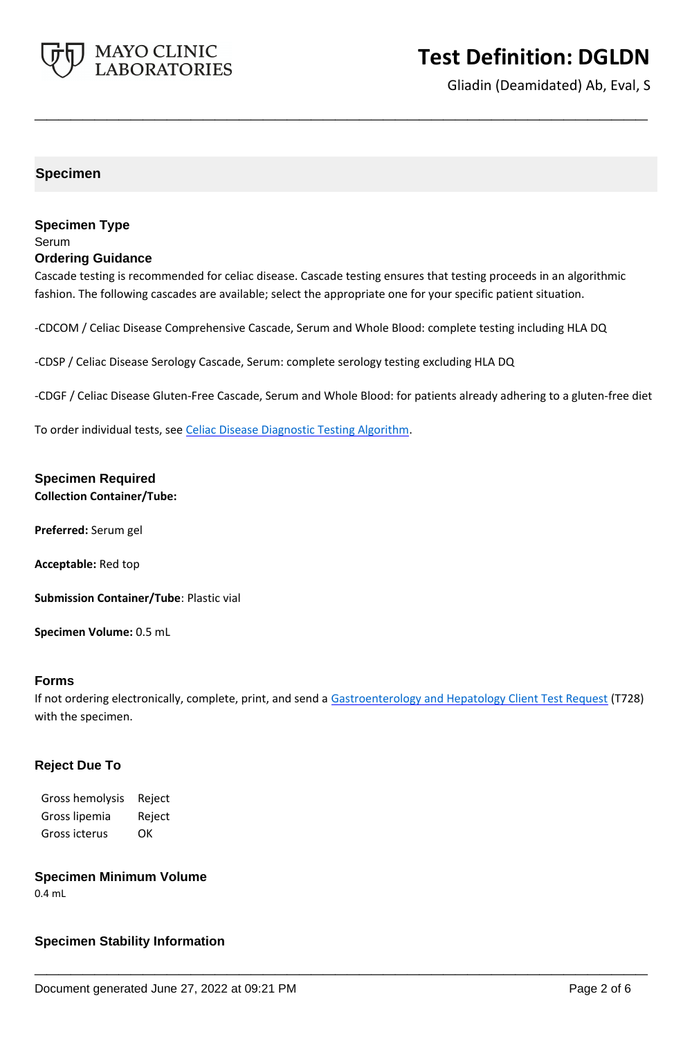## Specimen

### Specimen Type

Serum

### Ordering Guidance

Cascade testing is recommended for celiac disease. Cascade testing ensures that testing proceeds in an algorithmic fashion. The following cascades are available; select the appropriate one for your specific patient situation.

-CDCOM / Celiac Disease Comprehensive Cascade, Serum and Whole Blood: complete testing including HLA DQ

-CDSP / Celiac Disease Serology Cascade, Serum: complete serology testing excluding HLA DQ

-CDGF / Celiac Disease Gluten-Free Cascade, Serum and Whole Blood: for patients already adhering to a gluten-free diet

To order individual tests, see Celiac Disease Diagnostic Testing Algorithm.

### Specimen Required

**Collection Container/Tube:**

**Preferred:** Serum gel

**Acceptable:** Red top

**Submission Container/Tube**: Plastic vial

**Specimen Volume:** 0.5 mL

### Forms

If not ordering electronically, complete, print, and send a Gastroenterology and Hepatology Client Test Request (T728) with the specimen.

### Reject Due To

| | |
|---|---|
| Gross hemolysis | Reject |
| Gross lipemia | Reject |
| Gross icterus | OK |

### Specimen Minimum Volume

0.4 mL

### Specimen Stability Information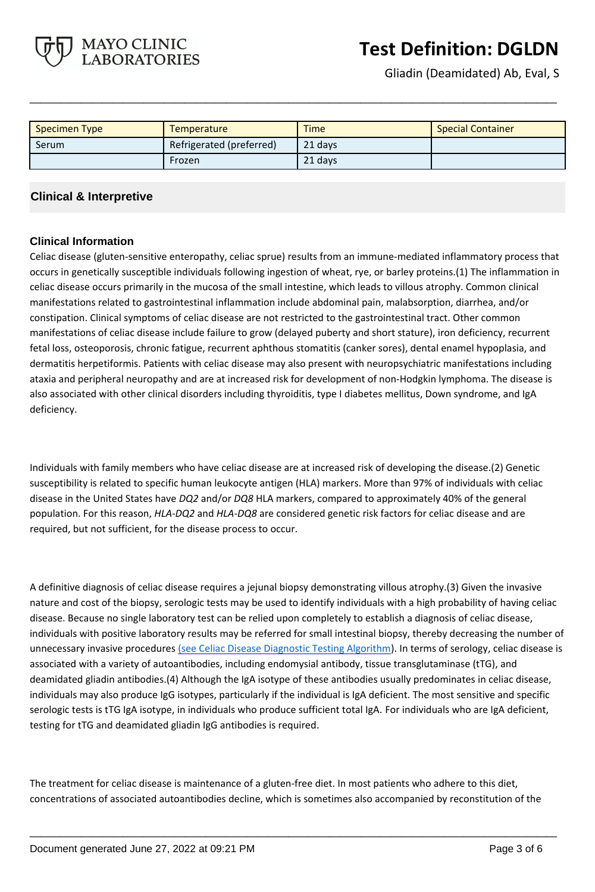| Specimen Type | Temperature | Time | Special Container |
|---|---|---|---|
| Serum | Refrigerated (preferred) | 21 days | |
| | Frozen | 21 days | |

## Clinical & Interpretive

### Clinical Information

Celiac disease (gluten-sensitive enteropathy, celiac sprue) results from an immune-mediated inflammatory process that occurs in genetically susceptible individuals following ingestion of wheat, rye, or barley proteins.(1) The inflammation in celiac disease occurs primarily in the mucosa of the small intestine, which leads to villous atrophy. Common clinical manifestations related to gastrointestinal inflammation include abdominal pain, malabsorption, diarrhea, and/or constipation. Clinical symptoms of celiac disease are not restricted to the gastrointestinal tract. Other common manifestations of celiac disease include failure to grow (delayed puberty and short stature), iron deficiency, recurrent fetal loss, osteoporosis, chronic fatigue, recurrent aphthous stomatitis (canker sores), dental enamel hypoplasia, and dermatitis herpetiformis. Patients with celiac disease may also present with neuropsychiatric manifestations including ataxia and peripheral neuropathy and are at increased risk for development of non-Hodgkin lymphoma. The disease is also associated with other clinical disorders including thyroiditis, type I diabetes mellitus, Down syndrome, and IgA deficiency.

Individuals with family members who have celiac disease are at increased risk of developing the disease.(2) Genetic susceptibility is related to specific human leukocyte antigen (HLA) markers. More than 97% of individuals with celiac disease in the United States have *DQ2* and/or *DQ8* HLA markers, compared to approximately 40% of the general population. For this reason, *HLA-DQ2* and *HLA-DQ8* are considered genetic risk factors for celiac disease and are required, but not sufficient, for the disease process to occur.

A definitive diagnosis of celiac disease requires a jejunal biopsy demonstrating villous atrophy.(3) Given the invasive nature and cost of the biopsy, serologic tests may be used to identify individuals with a high probability of having celiac disease. Because no single laboratory test can be relied upon completely to establish a diagnosis of celiac disease, individuals with positive laboratory results may be referred for small intestinal biopsy, thereby decreasing the number of unnecessary invasive procedures (see Celiac Disease Diagnostic Testing Algorithm). In terms of serology, celiac disease is associated with a variety of autoantibodies, including endomysial antibody, tissue transglutaminase (tTG), and deamidated gliadin antibodies.(4) Although the IgA isotype of these antibodies usually predominates in celiac disease, individuals may also produce IgG isotypes, particularly if the individual is IgA deficient. The most sensitive and specific serologic tests is tTG IgA isotype, in individuals who produce sufficient total IgA. For individuals who are IgA deficient, testing for tTG and deamidated gliadin IgG antibodies is required.

The treatment for celiac disease is maintenance of a gluten-free diet. In most patients who adhere to this diet, concentrations of associated autoantibodies decline, which is sometimes also accompanied by reconstitution of the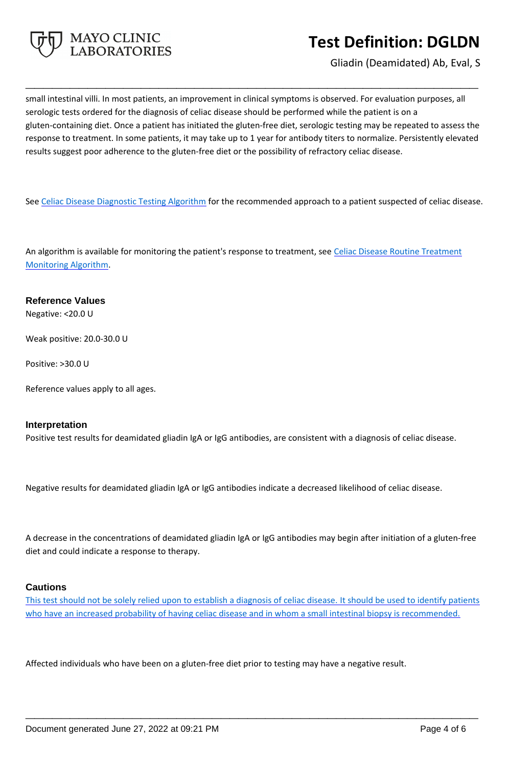small intestinal villi. In most patients, an improvement in clinical symptoms is observed. For evaluation purposes, all serologic tests ordered for the diagnosis of celiac disease should be performed while the patient is on a gluten-containing diet. Once a patient has initiated the gluten-free diet, serologic testing may be repeated to assess the response to treatment. In some patients, it may take up to 1 year for antibody titers to normalize. Persistently elevated results suggest poor adherence to the gluten-free diet or the possibility of refractory celiac disease.

See Celiac Disease Diagnostic Testing Algorithm for the recommended approach to a patient suspected of celiac disease.

An algorithm is available for monitoring the patient's response to treatment, see Celiac Disease Routine Treatment Monitoring Algorithm.

### Reference Values

Negative: <20.0 U

Weak positive: 20.0-30.0 U

Positive: >30.0 U

Reference values apply to all ages.

### Interpretation

Positive test results for deamidated gliadin IgA or IgG antibodies, are consistent with a diagnosis of celiac disease.

Negative results for deamidated gliadin IgA or IgG antibodies indicate a decreased likelihood of celiac disease.

A decrease in the concentrations of deamidated gliadin IgA or IgG antibodies may begin after initiation of a gluten-free diet and could indicate a response to therapy.

### Cautions

This test should not be solely relied upon to establish a diagnosis of celiac disease. It should be used to identify patients who have an increased probability of having celiac disease and in whom a small intestinal biopsy is recommended.

Affected individuals who have been on a gluten-free diet prior to testing may have a negative result.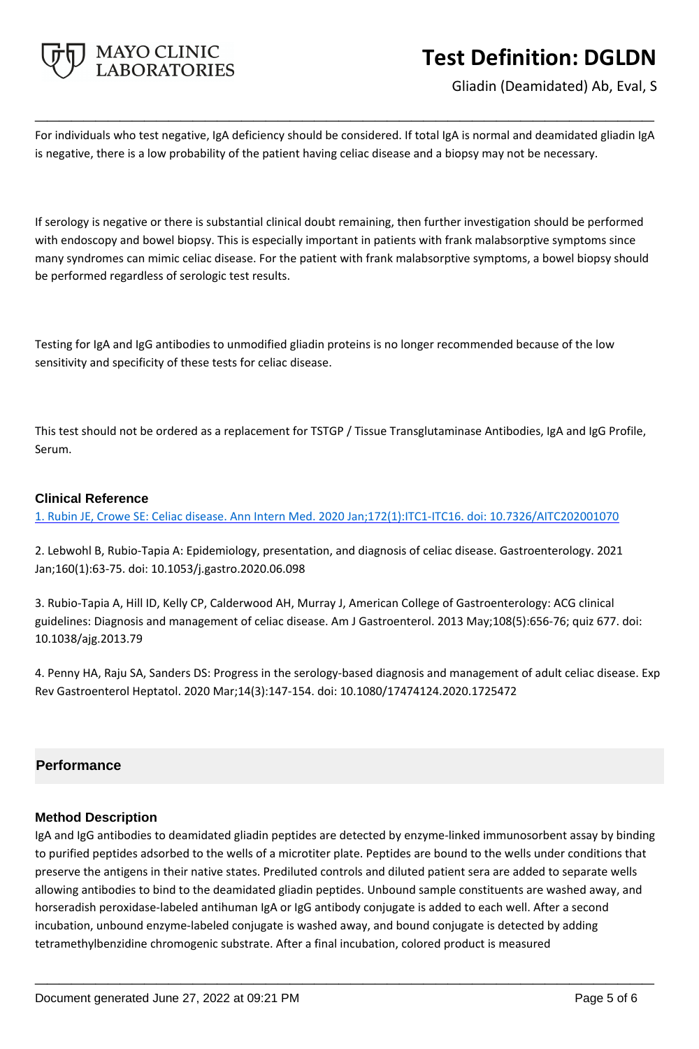For individuals who test negative, IgA deficiency should be considered. If total IgA is normal and deamidated gliadin IgA is negative, there is a low probability of the patient having celiac disease and a biopsy may not be necessary.

If serology is negative or there is substantial clinical doubt remaining, then further investigation should be performed with endoscopy and bowel biopsy. This is especially important in patients with frank malabsorptive symptoms since many syndromes can mimic celiac disease. For the patient with frank malabsorptive symptoms, a bowel biopsy should be performed regardless of serologic test results.

Testing for IgA and IgG antibodies to unmodified gliadin proteins is no longer recommended because of the low sensitivity and specificity of these tests for celiac disease.

This test should not be ordered as a replacement for TSTGP / Tissue Transglutaminase Antibodies, IgA and IgG Profile, Serum.

### Clinical Reference

1. Rubin JE, Crowe SE: Celiac disease. Ann Intern Med. 2020 Jan;172(1):ITC1-ITC16. doi: 10.7326/AITC202001070

2. Lebwohl B, Rubio-Tapia A: Epidemiology, presentation, and diagnosis of celiac disease. Gastroenterology. 2021 Jan;160(1):63-75. doi: 10.1053/j.gastro.2020.06.098

3. Rubio-Tapia A, Hill ID, Kelly CP, Calderwood AH, Murray J, American College of Gastroenterology: ACG clinical guidelines: Diagnosis and management of celiac disease. Am J Gastroenterol. 2013 May;108(5):656-76; quiz 677. doi: 10.1038/ajg.2013.79

4. Penny HA, Raju SA, Sanders DS: Progress in the serology-based diagnosis and management of adult celiac disease. Exp Rev Gastroenterol Heptatol. 2020 Mar;14(3):147-154. doi: 10.1080/17474124.2020.1725472

## Performance

### Method Description

IgA and IgG antibodies to deamidated gliadin peptides are detected by enzyme-linked immunosorbent assay by binding to purified peptides adsorbed to the wells of a microtiter plate. Peptides are bound to the wells under conditions that preserve the antigens in their native states. Prediluted controls and diluted patient sera are added to separate wells allowing antibodies to bind to the deamidated gliadin peptides. Unbound sample constituents are washed away, and horseradish peroxidase-labeled antihuman IgA or IgG antibody conjugate is added to each well. After a second incubation, unbound enzyme-labeled conjugate is washed away, and bound conjugate is detected by adding tetramethylbenzidine chromogenic substrate. After a final incubation, colored product is measured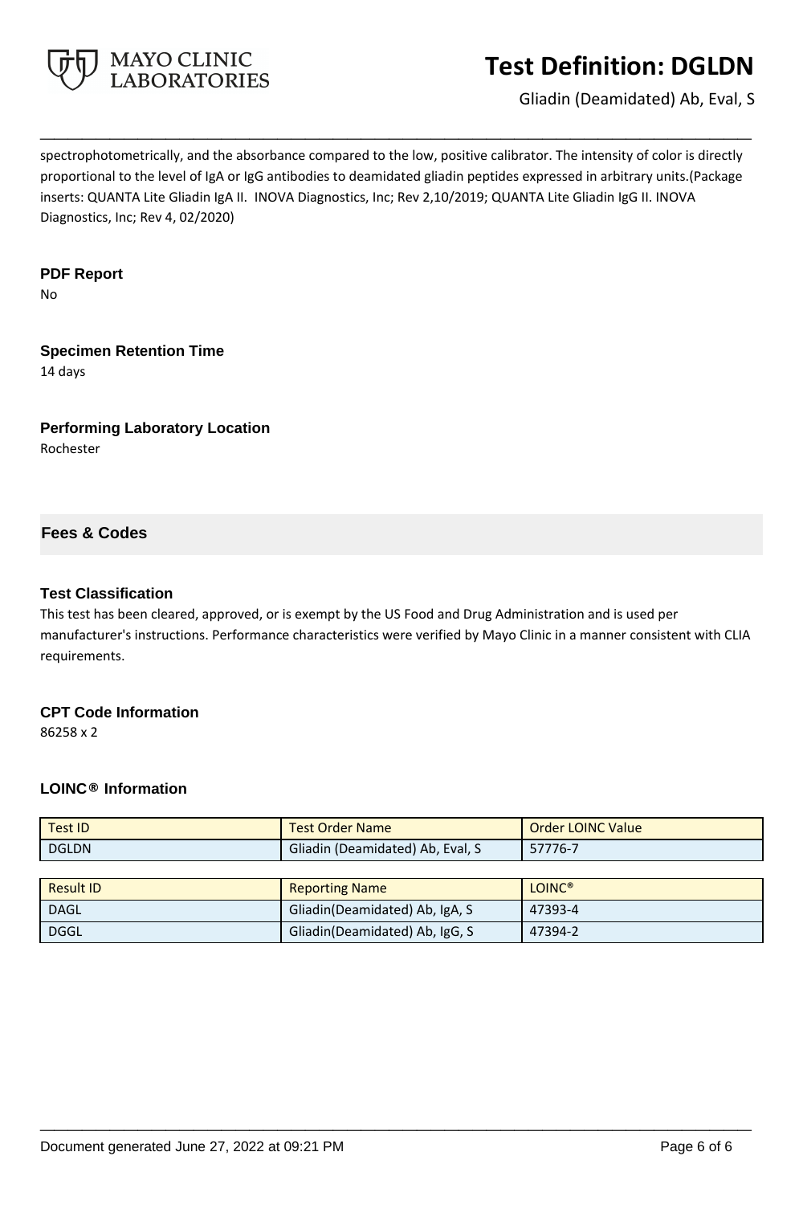spectrophotometrically, and the absorbance compared to the low, positive calibrator. The intensity of color is directly proportional to the level of IgA or IgG antibodies to deamidated gliadin peptides expressed in arbitrary units.(Package inserts: QUANTA Lite Gliadin IgA II. INOVA Diagnostics, Inc; Rev 2,10/2019; QUANTA Lite Gliadin IgG II. INOVA Diagnostics, Inc; Rev 4, 02/2020)

### PDF Report

No

### Specimen Retention Time

14 days

### Performing Laboratory Location

Rochester

## Fees & Codes

### Test Classification

This test has been cleared, approved, or is exempt by the US Food and Drug Administration and is used per manufacturer's instructions. Performance characteristics were verified by Mayo Clinic in a manner consistent with CLIA requirements.

### CPT Code Information

86258 x 2

### LOINC® Information

| Test ID | Test Order Name | Order LOINC Value |
|---|---|---|
| DGLDN | Gliadin (Deamidated) Ab, Eval, S | 57776-7 |

| Result ID | Reporting Name | LOINC® |
|---|---|---|
| DAGL | Gliadin(Deamidated) Ab, IgA, S | 47393-4 |
| DGGL | Gliadin(Deamidated) Ab, IgG, S | 47394-2 |